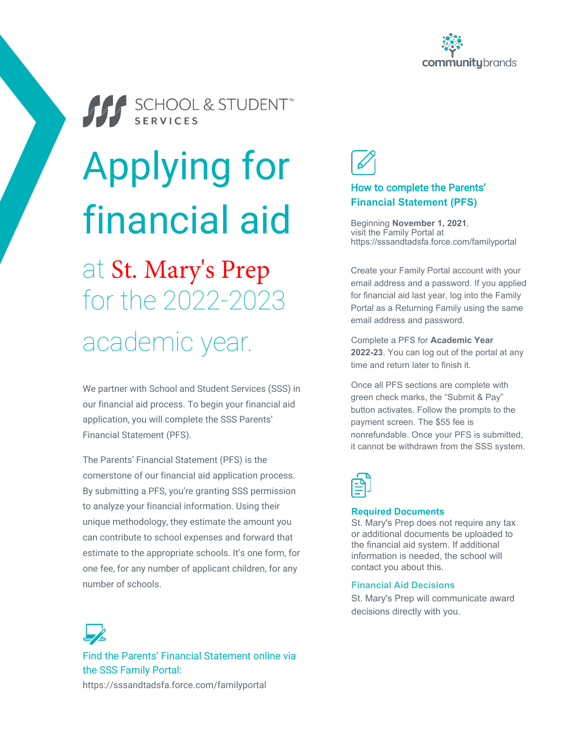SCHOOL & STUDENT™ SERVICES

# Applying for financial aid

## at St. Mary's Prep for the 2022-2023 academic year.

We partner with School and Student Services (SSS) in our financial aid process. To begin your financial aid application, you will complete the SSS Parents' Financial Statement (PFS).

The Parents' Financial Statement (PFS) is the cornerstone of our financial aid application process. By submitting a PFS, you're granting SSS permission to analyze your financial information. Using their unique methodology, they estimate the amount you can contribute to school expenses and forward that estimate to the appropriate schools. It's one form, for one fee, for any number of applicant children, for any number of schools.

### Find the Parents' Financial Statement online via the SSS Family Portal:

https://sssandtadsfa.force.com/familyportal

### How to complete the Parents' Financial Statement (PFS)

Beginning **November 1, 2021**, visit the Family Portal at https://sssandtadsfa.force.com/familyportal

Create your Family Portal account with your email address and a password. If you applied for financial aid last year, log into the Family Portal as a Returning Family using the same email address and password.

Complete a PFS for **Academic Year 2022-23**. You can log out of the portal at any time and return later to finish it.

Once all PFS sections are complete with green check marks, the "Submit & Pay" button activates. Follow the prompts to the payment screen. The $55 fee is nonrefundable. Once your PFS is submitted, it cannot be withdrawn from the SSS system.

### Required Documents

St. Mary's Prep does not require any tax or additional documents be uploaded to the financial aid system. If additional information is needed, the school will contact you about this.

### Financial Aid Decisions

St. Mary's Prep will communicate award decisions directly with you.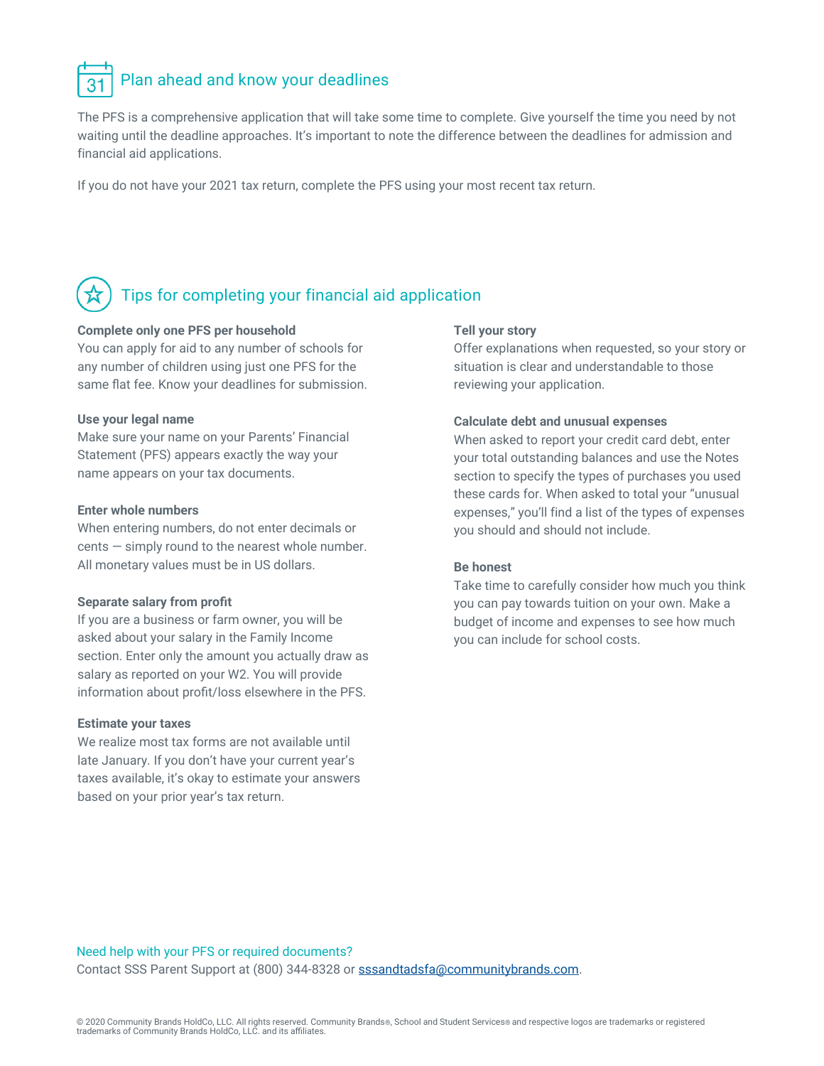## Plan ahead and know your deadlines

The PFS is a comprehensive application that will take some time to complete. Give yourself the time you need by not waiting until the deadline approaches. It's important to note the difference between the deadlines for admission and financial aid applications.

If you do not have your 2021 tax return, complete the PFS using your most recent tax return.

## Tips for completing your financial aid application

**Complete only one PFS per household**
You can apply for aid to any number of schools for any number of children using just one PFS for the same flat fee. Know your deadlines for submission.

**Use your legal name**
Make sure your name on your Parents' Financial Statement (PFS) appears exactly the way your name appears on your tax documents.

**Enter whole numbers**
When entering numbers, do not enter decimals or cents — simply round to the nearest whole number. All monetary values must be in US dollars.

**Separate salary from profit**
If you are a business or farm owner, you will be asked about your salary in the Family Income section. Enter only the amount you actually draw as salary as reported on your W2. You will provide information about profit/loss elsewhere in the PFS.

**Estimate your taxes**
We realize most tax forms are not available until late January. If you don't have your current year's taxes available, it's okay to estimate your answers based on your prior year's tax return.

**Tell your story**
Offer explanations when requested, so your story or situation is clear and understandable to those reviewing your application.

**Calculate debt and unusual expenses**
When asked to report your credit card debt, enter your total outstanding balances and use the Notes section to specify the types of purchases you used these cards for. When asked to total your "unusual expenses," you'll find a list of the types of expenses you should and should not include.

**Be honest**
Take time to carefully consider how much you think you can pay towards tuition on your own. Make a budget of income and expenses to see how much you can include for school costs.

Need help with your PFS or required documents?
Contact SSS Parent Support at (800) 344-8328 or sssandtadsfa@communitybrands.com.

© 2020 Community Brands HoldCo, LLC. All rights reserved. Community Brands®, School and Student Services® and respective logos are trademarks or registered trademarks of Community Brands HoldCo, LLC. and its affiliates.